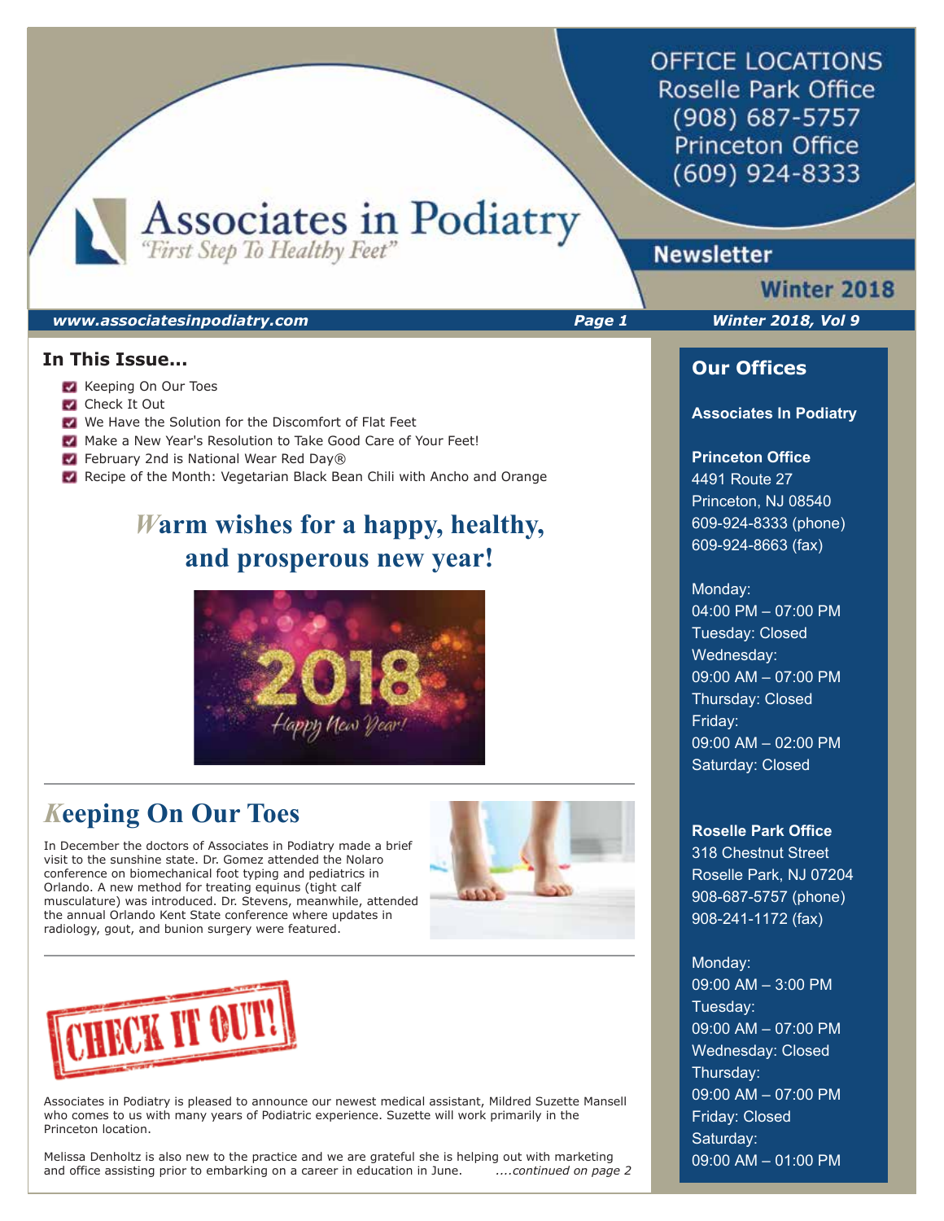# Associates in Podiatry

*"First Step To Healthy Feet"*

OFFICE LOCATIONS
Roselle Park Office
(908) 687-5757
Princeton Office
(609) 924-8333

## Newsletter

**Winter 2018**

www.associatesinpodiatry.com

**Winter 2018, Vol 9**

### In This Issue...

- Keeping On Our Toes
- Check It Out
- We Have the Solution for the Discomfort of Flat Feet
- Make a New Year's Resolution to Take Good Care of Your Feet!
- February 2nd is National Wear Red Day®
- Recipe of the Month: Vegetarian Black Bean Chili with Ancho and Orange

## Warm wishes for a happy, healthy, and prosperous new year!

## Keeping On Our Toes

In December the doctors of Associates in Podiatry made a brief visit to the sunshine state. Dr. Gomez attended the Nolaro conference on biomechanical foot typing and pediatrics in Orlando. A new method for treating equinus (tight calf musculature) was introduced. Dr. Stevens, meanwhile, attended the annual Orlando Kent State conference where updates in radiology, gout, and bunion surgery were featured.

## CHECK IT OUT!

Associates in Podiatry is pleased to announce our newest medical assistant, Mildred Suzette Mansell who comes to us with many years of Podiatric experience. Suzette will work primarily in the Princeton location.

Melissa Denholtz is also new to the practice and we are grateful she is helping out with marketing and office assisting prior to embarking on a career in education in June. *....continued on page 2*

### Our Offices

**Associates In Podiatry**

**Princeton Office**
4491 Route 27
Princeton, NJ 08540
609-924-8333 (phone)
609-924-8663 (fax)

Monday:
04:00 PM – 07:00 PM
Tuesday: Closed
Wednesday:
09:00 AM – 07:00 PM
Thursday: Closed
Friday:
09:00 AM – 02:00 PM
Saturday: Closed

**Roselle Park Office**
318 Chestnut Street
Roselle Park, NJ 07204
908-687-5757 (phone)
908-241-1172 (fax)

Monday:
09:00 AM – 3:00 PM
Tuesday:
09:00 AM – 07:00 PM
Wednesday: Closed
Thursday:
09:00 AM – 07:00 PM
Friday: Closed
Saturday:
09:00 AM – 01:00 PM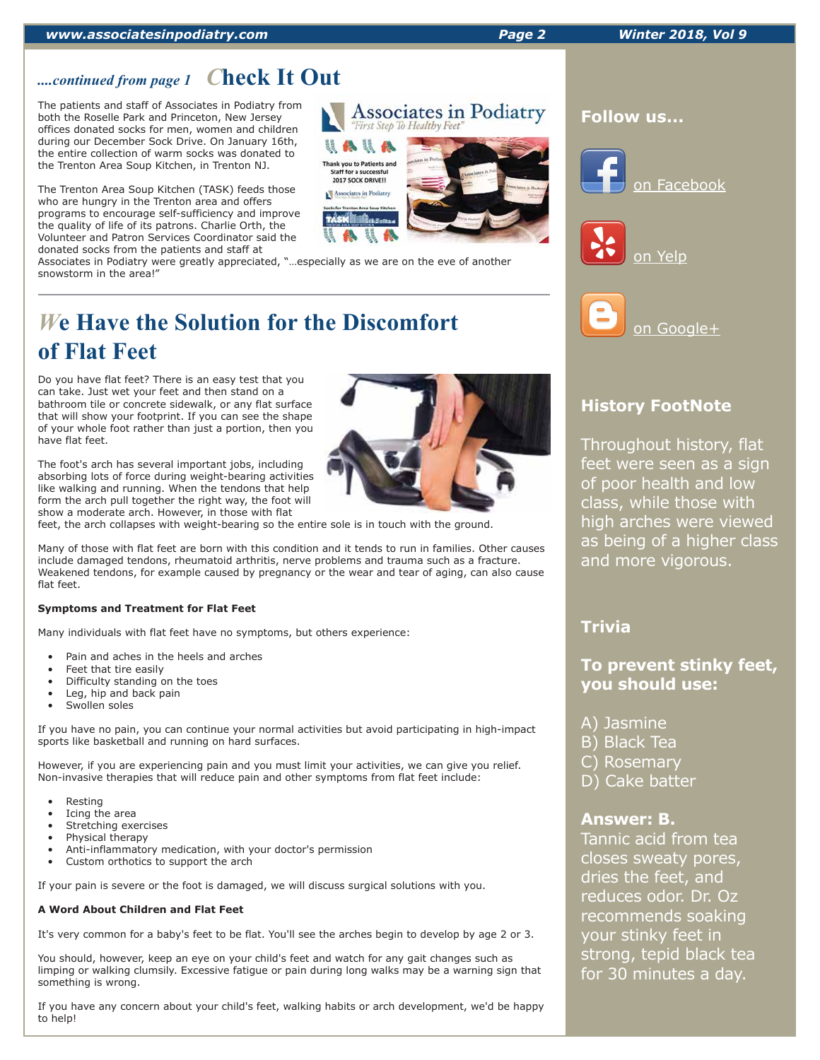*....continued from page 1*

## Check It Out

The patients and staff of Associates in Podiatry from both the Roselle Park and Princeton, New Jersey offices donated socks for men, women and children during our December Sock Drive. On January 16th, the entire collection of warm socks was donated to the Trenton Area Soup Kitchen, in Trenton NJ.

The Trenton Area Soup Kitchen (TASK) feeds those who are hungry in the Trenton area and offers programs to encourage self-sufficiency and improve the quality of life of its patrons. Charlie Orth, the Volunteer and Patron Services Coordinator said the donated socks from the patients and staff at Associates in Podiatry were greatly appreciated, "…especially as we are on the eve of another snowstorm in the area!"

## We Have the Solution for the Discomfort of Flat Feet

Do you have flat feet? There is an easy test that you can take. Just wet your feet and then stand on a bathroom tile or concrete sidewalk, or any flat surface that will show your footprint. If you can see the shape of your whole foot rather than just a portion, then you have flat feet.

The foot's arch has several important jobs, including absorbing lots of force during weight-bearing activities like walking and running. When the tendons that help form the arch pull together the right way, the foot will show a moderate arch. However, in those with flat feet, the arch collapses with weight-bearing so the entire sole is in touch with the ground.

Many of those with flat feet are born with this condition and it tends to run in families. Other causes include damaged tendons, rheumatoid arthritis, nerve problems and trauma such as a fracture. Weakened tendons, for example caused by pregnancy or the wear and tear of aging, can also cause flat feet.

**Symptoms and Treatment for Flat Feet**

Many individuals with flat feet have no symptoms, but others experience:

- Pain and aches in the heels and arches
- Feet that tire easily
- Difficulty standing on the toes
- Leg, hip and back pain
- Swollen soles

If you have no pain, you can continue your normal activities but avoid participating in high-impact sports like basketball and running on hard surfaces.

However, if you are experiencing pain and you must limit your activities, we can give you relief. Non-invasive therapies that will reduce pain and other symptoms from flat feet include:

- Resting
- Icing the area
- Stretching exercises
- Physical therapy
- Anti-inflammatory medication, with your doctor's permission
- Custom orthotics to support the arch

If your pain is severe or the foot is damaged, we will discuss surgical solutions with you.

**A Word About Children and Flat Feet**

It's very common for a baby's feet to be flat. You'll see the arches begin to develop by age 2 or 3.

You should, however, keep an eye on your child's feet and watch for any gait changes such as limping or walking clumsily. Excessive fatigue or pain during long walks may be a warning sign that something is wrong.

If you have any concern about your child's feet, walking habits or arch development, we'd be happy to help!

### Follow us...

on Facebook

on Yelp

on Google+

### History FootNote

Throughout history, flat feet were seen as a sign of poor health and low class, while those with high arches were viewed as being of a higher class and more vigorous.

### Trivia

**To prevent stinky feet, you should use:**

A) Jasmine
B) Black Tea
C) Rosemary
D) Cake batter

**Answer: B.**
Tannic acid from tea closes sweaty pores, dries the feet, and reduces odor. Dr. Oz recommends soaking your stinky feet in strong, tepid black tea for 30 minutes a day.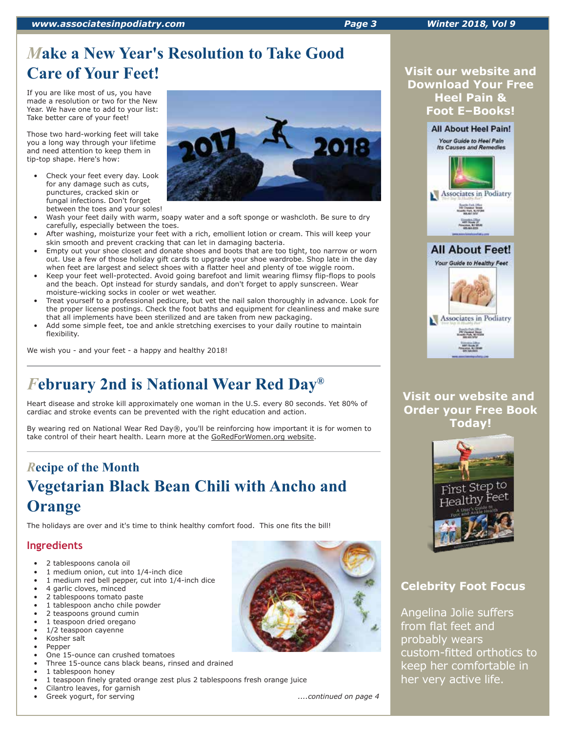# Make a New Year's Resolution to Take Good Care of Your Feet!

If you are like most of us, you have made a resolution or two for the New Year. We have one to add to your list: Take better care of your feet!

Those two hard-working feet will take you a long way through your lifetime and need attention to keep them in tip-top shape. Here's how:

- Check your feet every day. Look for any damage such as cuts, punctures, cracked skin or fungal infections. Don't forget between the toes and your soles!
- Wash your feet daily with warm, soapy water and a soft sponge or washcloth. Be sure to dry carefully, especially between the toes.
- After washing, moisturize your feet with a rich, emollient lotion or cream. This will keep your skin smooth and prevent cracking that can let in damaging bacteria.
- Empty out your shoe closet and donate shoes and boots that are too tight, too narrow or worn out. Use a few of those holiday gift cards to upgrade your shoe wardrobe. Shop late in the day when feet are largest and select shoes with a flatter heel and plenty of toe wiggle room.
- Keep your feet well-protected. Avoid going barefoot and limit wearing flimsy flip-flops to pools and the beach. Opt instead for sturdy sandals, and don't forget to apply sunscreen. Wear moisture-wicking socks in cooler or wet weather.
- Treat yourself to a professional pedicure, but vet the nail salon thoroughly in advance. Look for the proper license postings. Check the foot baths and equipment for cleanliness and make sure that all implements have been sterilized and are taken from new packaging.
- Add some simple feet, toe and ankle stretching exercises to your daily routine to maintain flexibility.

We wish you - and your feet - a happy and healthy 2018!

# February 2nd is National Wear Red Day®

Heart disease and stroke kill approximately one woman in the U.S. every 80 seconds. Yet 80% of cardiac and stroke events can be prevented with the right education and action.

By wearing red on National Wear Red Day®, you'll be reinforcing how important it is for women to take control of their heart health. Learn more at the GoRedForWomen.org website.

## Recipe of the Month

# Vegetarian Black Bean Chili with Ancho and Orange

The holidays are over and it's time to think healthy comfort food. This one fits the bill!

### Ingredients

- 2 tablespoons canola oil
- 1 medium onion, cut into 1/4-inch dice
- 1 medium red bell pepper, cut into 1/4-inch dice
- 4 garlic cloves, minced
- 2 tablespoons tomato paste
- 1 tablespoon ancho chile powder
- 2 teaspoons ground cumin
- 1 teaspoon dried oregano
- 1/2 teaspoon cayenne
- Kosher salt
- Pepper
- One 15-ounce can crushed tomatoes
- Three 15-ounce cans black beans, rinsed and drained
- 1 tablespoon honey
- 1 teaspoon finely grated orange zest plus 2 tablespoons fresh orange juice
- Cilantro leaves, for garnish
- Greek yogurt, for serving

*....continued on page 4*

**Visit our website and Download Your Free Heel Pain & Foot E–Books!**

**Visit our website and Order your Free Book Today!**

### Celebrity Foot Focus

Angelina Jolie suffers from flat feet and probably wears custom-fitted orthotics to keep her comfortable in her very active life.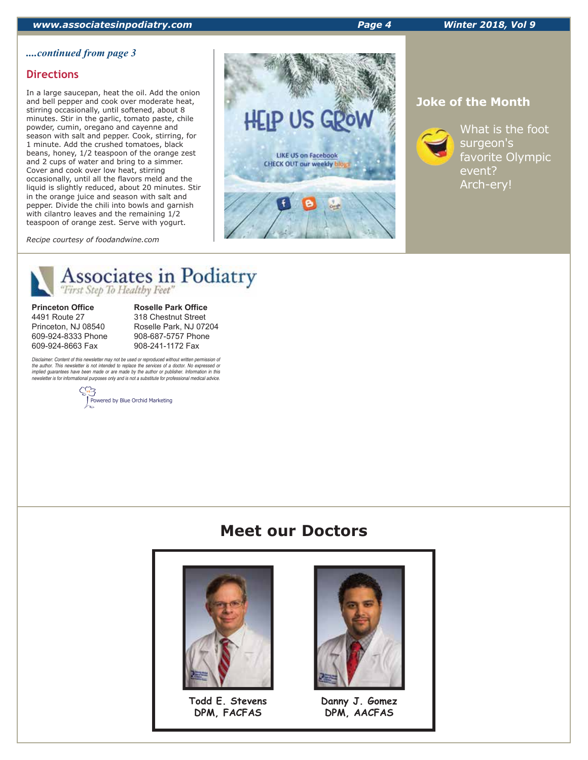*....continued from page 3*

## Directions

In a large saucepan, heat the oil. Add the onion and bell pepper and cook over moderate heat, stirring occasionally, until softened, about 8 minutes. Stir in the garlic, tomato paste, chile powder, cumin, oregano and cayenne and season with salt and pepper. Cook, stirring, for 1 minute. Add the crushed tomatoes, black beans, honey, 1/2 teaspoon of the orange zest and 2 cups of water and bring to a simmer. Cover and cook over low heat, stirring occasionally, until all the flavors meld and the liquid is slightly reduced, about 20 minutes. Stir in the orange juice and season with salt and pepper. Divide the chili into bowls and garnish with cilantro leaves and the remaining 1/2 teaspoon of orange zest. Serve with yogurt.

*Recipe courtesy of foodandwine.com*

HELP US GROW

LIKE US on Facebook
CHECK OUT our weekly blogs

## Joke of the Month

What is the foot surgeon's favorite Olympic event?
Arch-ery!

# Associates in Podiatry

*"First Step To Healthy Feet"*

**Princeton Office**
4491 Route 27
Princeton, NJ 08540
609-924-8333 Phone
609-924-8663 Fax

**Roselle Park Office**
318 Chestnut Street
Roselle Park, NJ 07204
908-687-5757 Phone
908-241-1172 Fax

*Disclaimer: Content of this newsletter may not be used or reproduced without written permission of the author. This newsletter is not intended to replace the services of a doctor. No expressed or implied guarantees have been made or are made by the author or publisher. Information in this newsletter is for informational purposes only and is not a substitute for professional medical advice.*

Powered by Blue Orchid Marketing

## Meet our Doctors

**Todd E. Stevens**
**DPM, FACFAS**

**Danny J. Gomez**
**DPM, AACFAS**